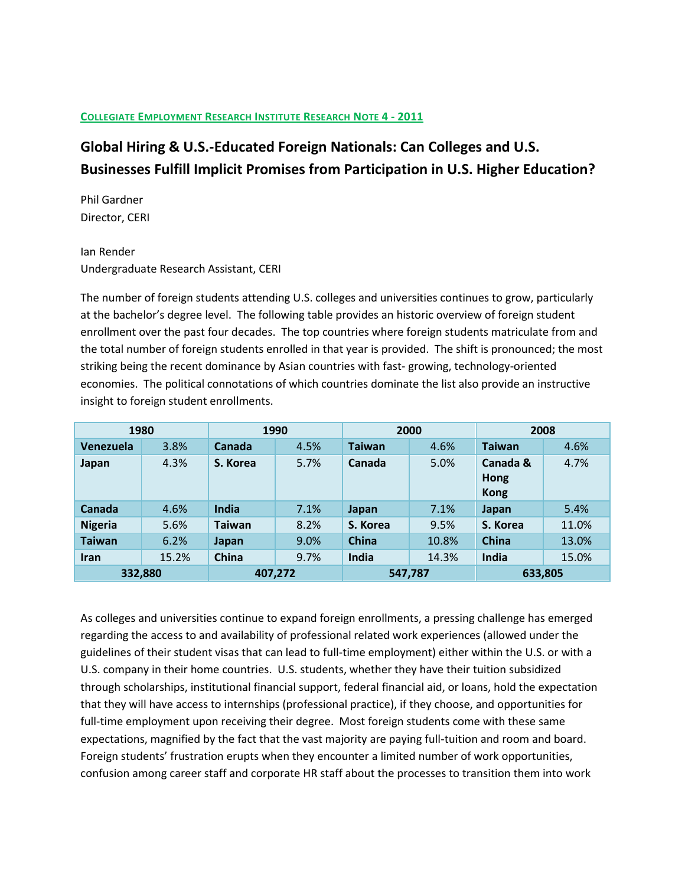**Collegiate Employment Research Institute Research Note 4 - 2011**

# Global Hiring & U.S.-Educated Foreign Nationals: Can Colleges and U.S. Businesses Fulfill Implicit Promises from Participation in U.S. Higher Education?

Phil Gardner
Director, CERI

Ian Render
Undergraduate Research Assistant, CERI

The number of foreign students attending U.S. colleges and universities continues to grow, particularly at the bachelor's degree level. The following table provides an historic overview of foreign student enrollment over the past four decades. The top countries where foreign students matriculate from and the total number of foreign students enrolled in that year is provided. The shift is pronounced; the most striking being the recent dominance by Asian countries with fast- growing, technology-oriented economies. The political connotations of which countries dominate the list also provide an instructive insight to foreign student enrollments.

| 1980 | | 1990 | | 2000 | | 2008 | |
|---|---|---|---|---|---|---|---|
| **Venezuela** | 3.8% | **Canada** | 4.5% | **Taiwan** | 4.6% | **Taiwan** | 4.6% |
| **Japan** | 4.3% | **S. Korea** | 5.7% | **Canada** | 5.0% | **Canada & Hong Kong** | 4.7% |
| **Canada** | 4.6% | **India** | 7.1% | **Japan** | 7.1% | **Japan** | 5.4% |
| **Nigeria** | 5.6% | **Taiwan** | 8.2% | **S. Korea** | 9.5% | **S. Korea** | 11.0% |
| **Taiwan** | 6.2% | **Japan** | 9.0% | **China** | 10.8% | **China** | 13.0% |
| **Iran** | 15.2% | **China** | 9.7% | **India** | 14.3% | **India** | 15.0% |
| **332,880** | | **407,272** | | **547,787** | | **633,805** | |

As colleges and universities continue to expand foreign enrollments, a pressing challenge has emerged regarding the access to and availability of professional related work experiences (allowed under the guidelines of their student visas that can lead to full-time employment) either within the U.S. or with a U.S. company in their home countries. U.S. students, whether they have their tuition subsidized through scholarships, institutional financial support, federal financial aid, or loans, hold the expectation that they will have access to internships (professional practice), if they choose, and opportunities for full-time employment upon receiving their degree. Most foreign students come with these same expectations, magnified by the fact that the vast majority are paying full-tuition and room and board. Foreign students' frustration erupts when they encounter a limited number of work opportunities, confusion among career staff and corporate HR staff about the processes to transition them into work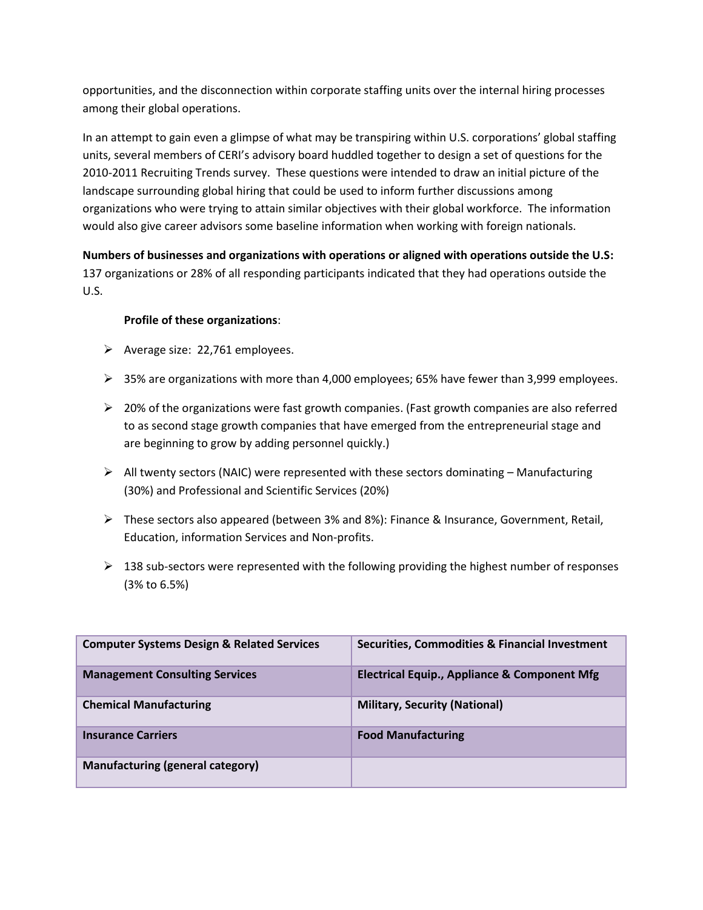opportunities, and the disconnection within corporate staffing units over the internal hiring processes among their global operations.

In an attempt to gain even a glimpse of what may be transpiring within U.S. corporations' global staffing units, several members of CERI's advisory board huddled together to design a set of questions for the 2010-2011 Recruiting Trends survey. These questions were intended to draw an initial picture of the landscape surrounding global hiring that could be used to inform further discussions among organizations who were trying to attain similar objectives with their global workforce. The information would also give career advisors some baseline information when working with foreign nationals.

**Numbers of businesses and organizations with operations or aligned with operations outside the U.S:** 137 organizations or 28% of all responding participants indicated that they had operations outside the U.S.

**Profile of these organizations**:

- Average size: 22,761 employees.
- 35% are organizations with more than 4,000 employees; 65% have fewer than 3,999 employees.
- 20% of the organizations were fast growth companies. (Fast growth companies are also referred to as second stage growth companies that have emerged from the entrepreneurial stage and are beginning to grow by adding personnel quickly.)
- All twenty sectors (NAIC) were represented with these sectors dominating – Manufacturing (30%) and Professional and Scientific Services (20%)
- These sectors also appeared (between 3% and 8%): Finance & Insurance, Government, Retail, Education, information Services and Non-profits.
- 138 sub-sectors were represented with the following providing the highest number of responses (3% to 6.5%)

| **Computer Systems Design & Related Services** | **Securities, Commodities & Financial Investment** |
|---|---|
| **Management Consulting Services** | **Electrical Equip., Appliance & Component Mfg** |
| **Chemical Manufacturing** | **Military, Security (National)** |
| **Insurance Carriers** | **Food Manufacturing** |
| **Manufacturing (general category)** | |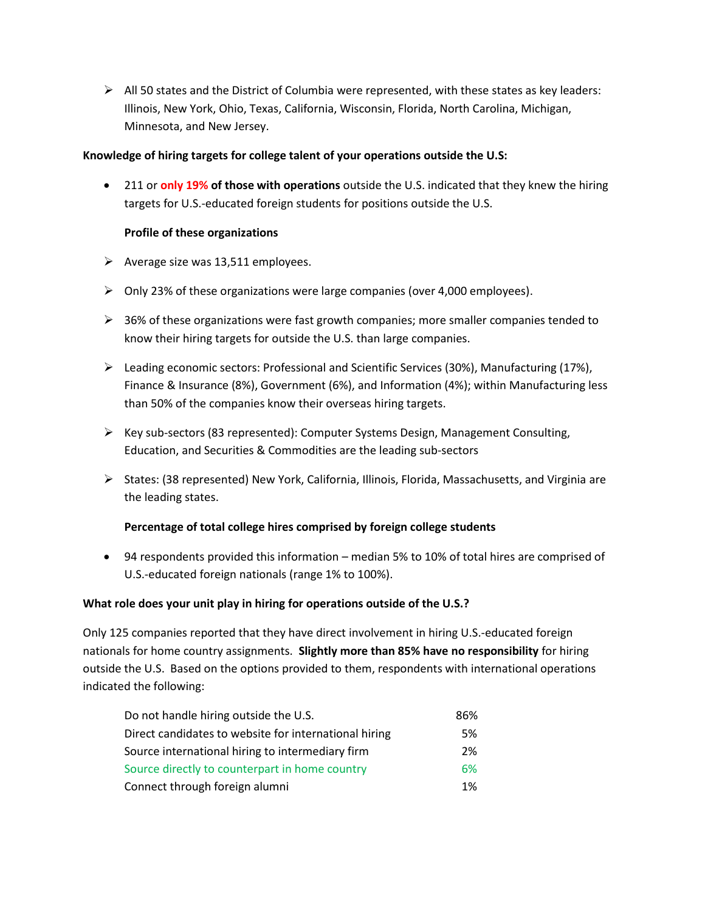- All 50 states and the District of Columbia were represented, with these states as key leaders: Illinois, New York, Ohio, Texas, California, Wisconsin, Florida, North Carolina, Michigan, Minnesota, and New Jersey.

**Knowledge of hiring targets for college talent of your operations outside the U.S:**

- 211 or **only 19% of those with operations** outside the U.S. indicated that they knew the hiring targets for U.S.-educated foreign students for positions outside the U.S.

  **Profile of these organizations**

- Average size was 13,511 employees.
- Only 23% of these organizations were large companies (over 4,000 employees).
- 36% of these organizations were fast growth companies; more smaller companies tended to know their hiring targets for outside the U.S. than large companies.
- Leading economic sectors: Professional and Scientific Services (30%), Manufacturing (17%), Finance & Insurance (8%), Government (6%), and Information (4%); within Manufacturing less than 50% of the companies know their overseas hiring targets.
- Key sub-sectors (83 represented): Computer Systems Design, Management Consulting, Education, and Securities & Commodities are the leading sub-sectors
- States: (38 represented) New York, California, Illinois, Florida, Massachusetts, and Virginia are the leading states.

  **Percentage of total college hires comprised by foreign college students**

- 94 respondents provided this information – median 5% to 10% of total hires are comprised of U.S.-educated foreign nationals (range 1% to 100%).

**What role does your unit play in hiring for operations outside of the U.S.?**

Only 125 companies reported that they have direct involvement in hiring U.S.-educated foreign nationals for home country assignments. **Slightly more than 85% have no responsibility** for hiring outside the U.S. Based on the options provided to them, respondents with international operations indicated the following:

| | |
|---|---|
| Do not handle hiring outside the U.S. | 86% |
| Direct candidates to website for international hiring | 5% |
| Source international hiring to intermediary firm | 2% |
| Source directly to counterpart in home country | 6% |
| Connect through foreign alumni | 1% |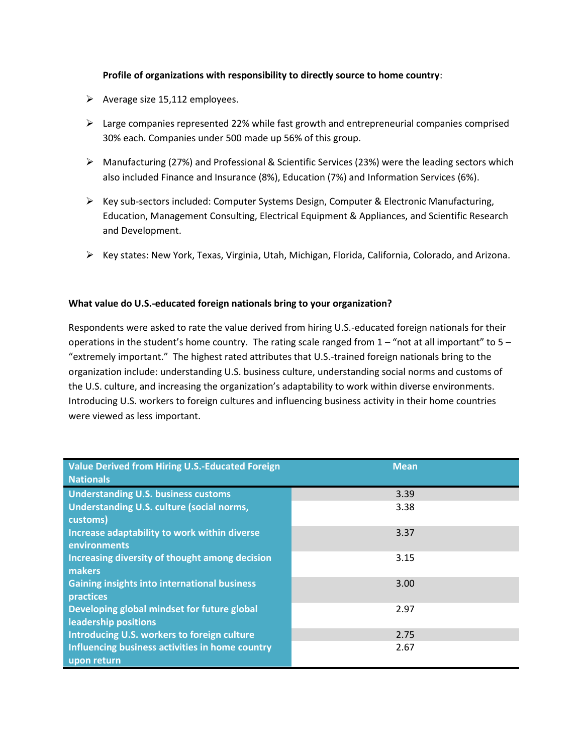**Profile of organizations with responsibility to directly source to home country**:

- Average size 15,112 employees.
- Large companies represented 22% while fast growth and entrepreneurial companies comprised 30% each. Companies under 500 made up 56% of this group.
- Manufacturing (27%) and Professional & Scientific Services (23%) were the leading sectors which also included Finance and Insurance (8%), Education (7%) and Information Services (6%).
- Key sub-sectors included: Computer Systems Design, Computer & Electronic Manufacturing, Education, Management Consulting, Electrical Equipment & Appliances, and Scientific Research and Development.
- Key states: New York, Texas, Virginia, Utah, Michigan, Florida, California, Colorado, and Arizona.

**What value do U.S.-educated foreign nationals bring to your organization?**

Respondents were asked to rate the value derived from hiring U.S.-educated foreign nationals for their operations in the student's home country. The rating scale ranged from 1 – "not at all important" to 5 – "extremely important." The highest rated attributes that U.S.-trained foreign nationals bring to the organization include: understanding U.S. business culture, understanding social norms and customs of the U.S. culture, and increasing the organization's adaptability to work within diverse environments. Introducing U.S. workers to foreign cultures and influencing business activity in their home countries were viewed as less important.

| Value Derived from Hiring U.S.-Educated Foreign Nationals | Mean |
|---|---|
| Understanding U.S. business customs | 3.39 |
| Understanding U.S. culture (social norms, customs) | 3.38 |
| Increase adaptability to work within diverse environments | 3.37 |
| Increasing diversity of thought among decision makers | 3.15 |
| Gaining insights into international business practices | 3.00 |
| Developing global mindset for future global leadership positions | 2.97 |
| Introducing U.S. workers to foreign culture | 2.75 |
| Influencing business activities in home country upon return | 2.67 |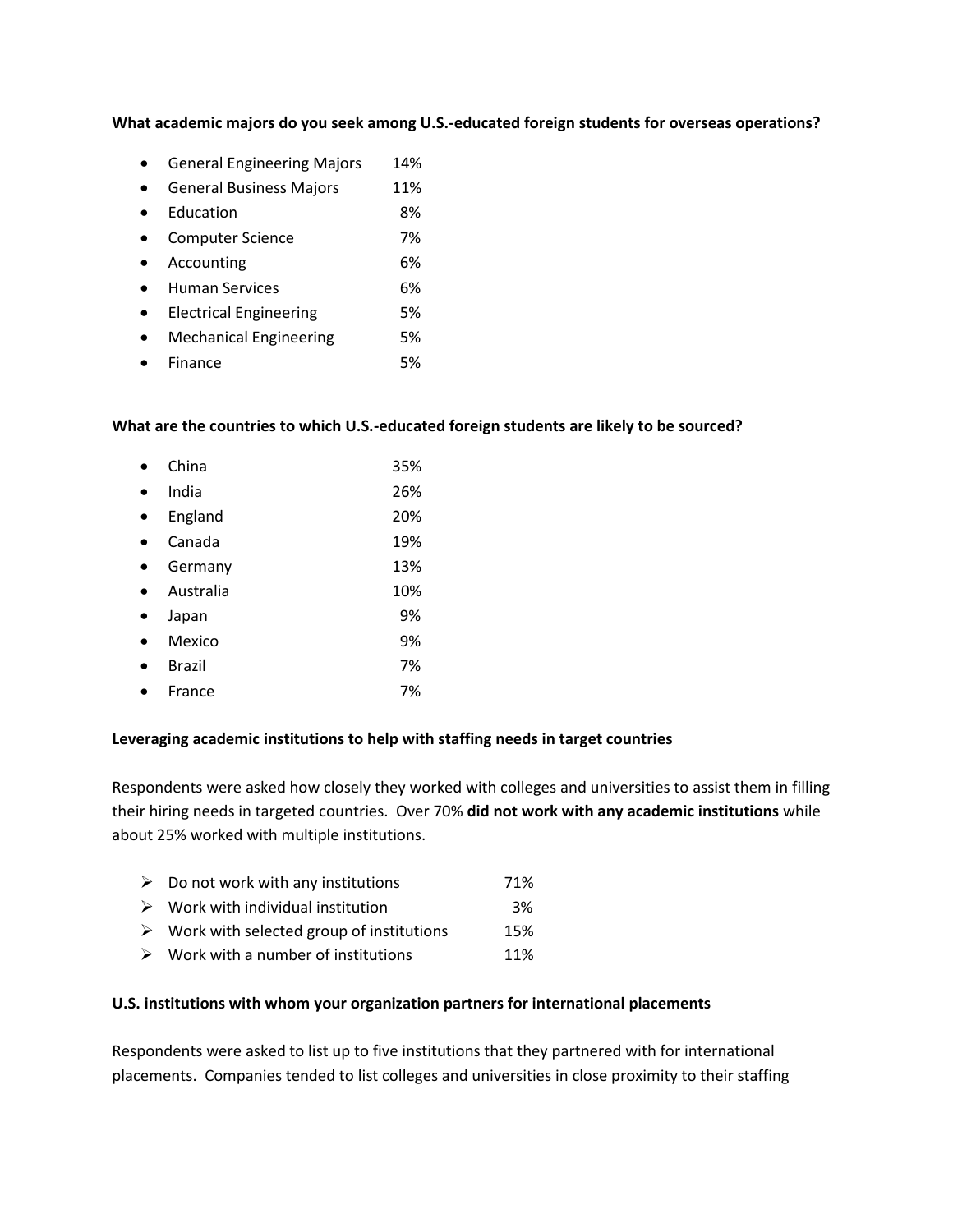**What academic majors do you seek among U.S.-educated foreign students for overseas operations?**

- General Engineering Majors 14%
- General Business Majors 11%
- Education 8%
- Computer Science 7%
- Accounting 6%
- Human Services 6%
- Electrical Engineering 5%
- Mechanical Engineering 5%
- Finance 5%

**What are the countries to which U.S.-educated foreign students are likely to be sourced?**

- China 35%
- India 26%
- England 20%
- Canada 19%
- Germany 13%
- Australia 10%
- Japan 9%
- Mexico 9%
- Brazil 7%
- France 7%

**Leveraging academic institutions to help with staffing needs in target countries**

Respondents were asked how closely they worked with colleges and universities to assist them in filling their hiring needs in targeted countries. Over 70% **did not work with any academic institutions** while about 25% worked with multiple institutions.

- Do not work with any institutions 71%
- Work with individual institution 3%
- Work with selected group of institutions 15%
- Work with a number of institutions 11%

**U.S. institutions with whom your organization partners for international placements**

Respondents were asked to list up to five institutions that they partnered with for international placements. Companies tended to list colleges and universities in close proximity to their staffing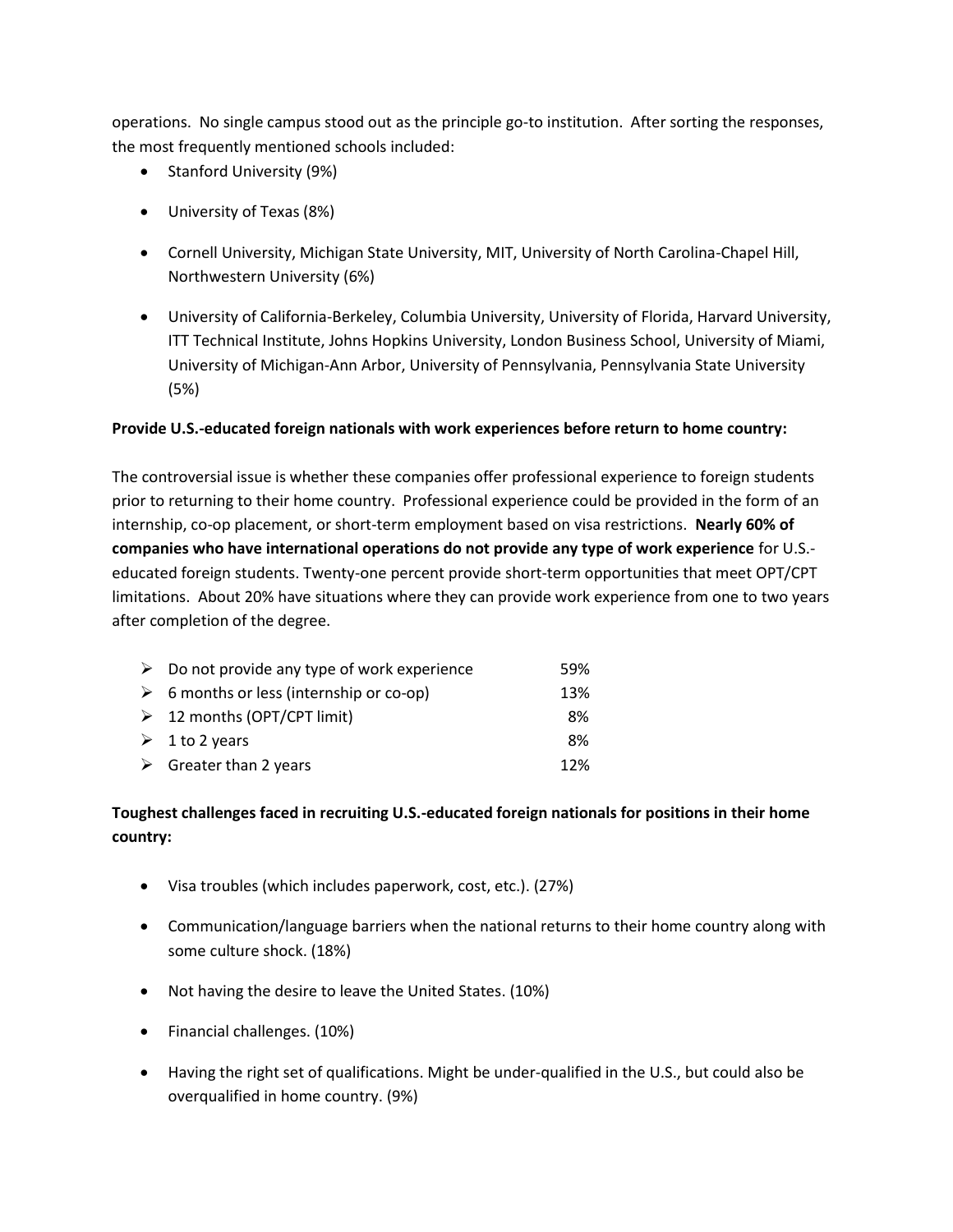operations. No single campus stood out as the principle go-to institution. After sorting the responses, the most frequently mentioned schools included:

- Stanford University (9%)
- University of Texas (8%)
- Cornell University, Michigan State University, MIT, University of North Carolina-Chapel Hill, Northwestern University (6%)
- University of California-Berkeley, Columbia University, University of Florida, Harvard University, ITT Technical Institute, Johns Hopkins University, London Business School, University of Miami, University of Michigan-Ann Arbor, University of Pennsylvania, Pennsylvania State University (5%)

**Provide U.S.-educated foreign nationals with work experiences before return to home country:**

The controversial issue is whether these companies offer professional experience to foreign students prior to returning to their home country. Professional experience could be provided in the form of an internship, co-op placement, or short-term employment based on visa restrictions. **Nearly 60% of companies who have international operations do not provide any type of work experience** for U.S.-educated foreign students. Twenty-one percent provide short-term opportunities that meet OPT/CPT limitations. About 20% have situations where they can provide work experience from one to two years after completion of the degree.

| | |
|---|---|
| ➢ Do not provide any type of work experience | 59% |
| ➢ 6 months or less (internship or co-op) | 13% |
| ➢ 12 months (OPT/CPT limit) | 8% |
| ➢ 1 to 2 years | 8% |
| ➢ Greater than 2 years | 12% |

**Toughest challenges faced in recruiting U.S.-educated foreign nationals for positions in their home country:**

- Visa troubles (which includes paperwork, cost, etc.). (27%)
- Communication/language barriers when the national returns to their home country along with some culture shock. (18%)
- Not having the desire to leave the United States. (10%)
- Financial challenges. (10%)
- Having the right set of qualifications. Might be under-qualified in the U.S., but could also be overqualified in home country. (9%)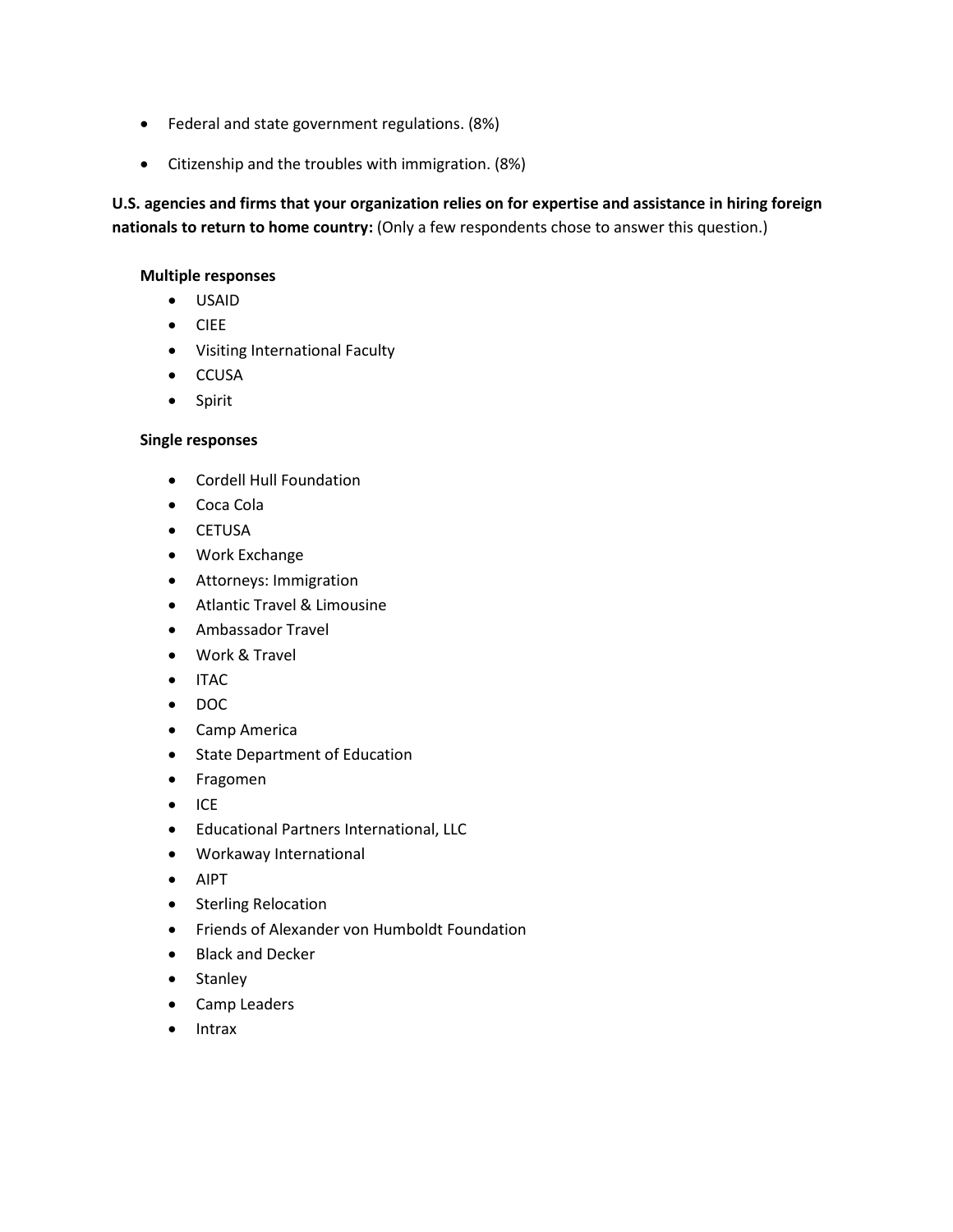- Federal and state government regulations. (8%)
- Citizenship and the troubles with immigration. (8%)

**U.S. agencies and firms that your organization relies on for expertise and assistance in hiring foreign nationals to return to home country:** (Only a few respondents chose to answer this question.)

**Multiple responses**

- USAID
- CIEE
- Visiting International Faculty
- CCUSA
- Spirit

**Single responses**

- Cordell Hull Foundation
- Coca Cola
- CETUSA
- Work Exchange
- Attorneys: Immigration
- Atlantic Travel & Limousine
- Ambassador Travel
- Work & Travel
- ITAC
- DOC
- Camp America
- State Department of Education
- Fragomen
- ICE
- Educational Partners International, LLC
- Workaway International
- AIPT
- Sterling Relocation
- Friends of Alexander von Humboldt Foundation
- Black and Decker
- Stanley
- Camp Leaders
- Intrax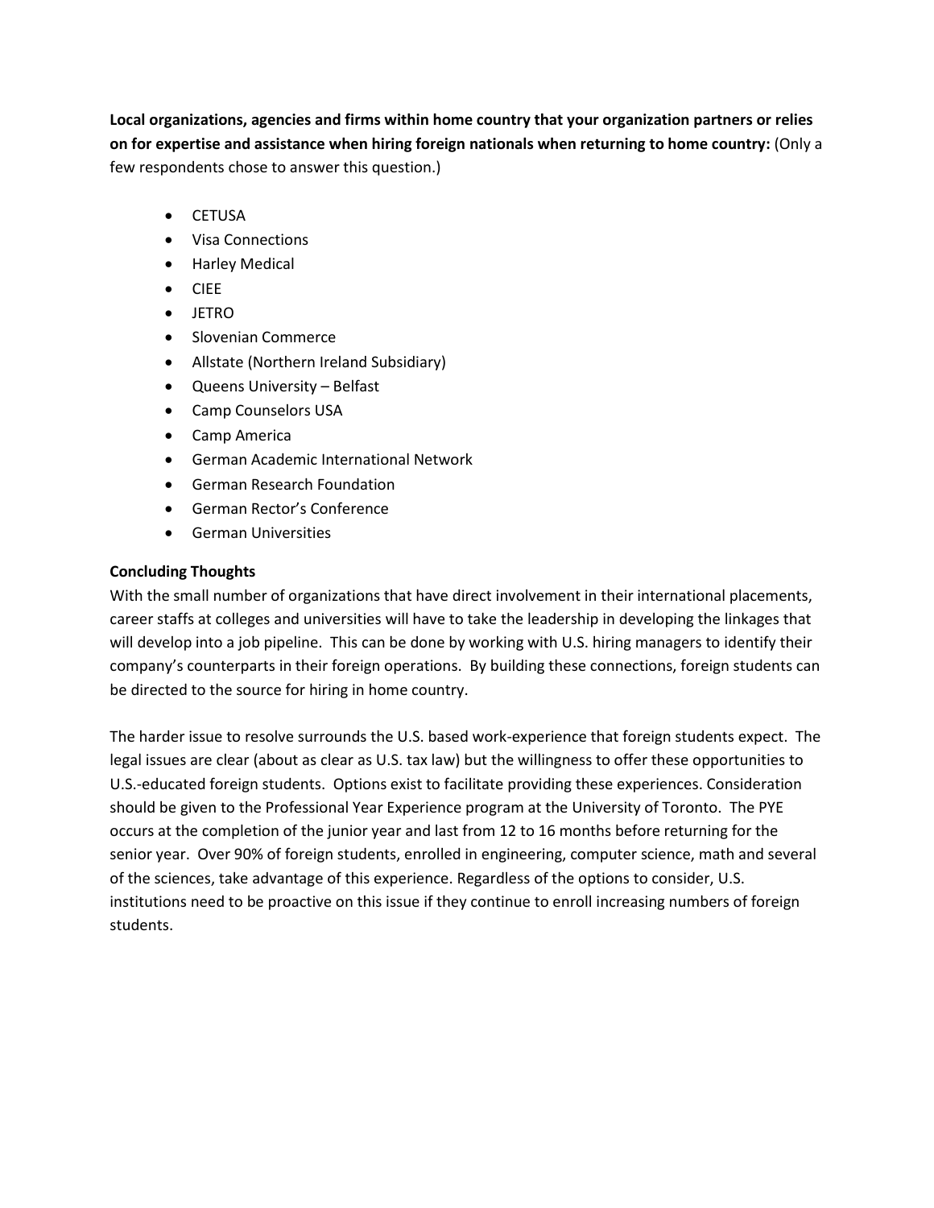**Local organizations, agencies and firms within home country that your organization partners or relies on for expertise and assistance when hiring foreign nationals when returning to home country:** (Only a few respondents chose to answer this question.)

- CETUSA
- Visa Connections
- Harley Medical
- CIEE
- JETRO
- Slovenian Commerce
- Allstate (Northern Ireland Subsidiary)
- Queens University – Belfast
- Camp Counselors USA
- Camp America
- German Academic International Network
- German Research Foundation
- German Rector's Conference
- German Universities

**Concluding Thoughts**

With the small number of organizations that have direct involvement in their international placements, career staffs at colleges and universities will have to take the leadership in developing the linkages that will develop into a job pipeline. This can be done by working with U.S. hiring managers to identify their company's counterparts in their foreign operations. By building these connections, foreign students can be directed to the source for hiring in home country.

The harder issue to resolve surrounds the U.S. based work-experience that foreign students expect. The legal issues are clear (about as clear as U.S. tax law) but the willingness to offer these opportunities to U.S.-educated foreign students. Options exist to facilitate providing these experiences. Consideration should be given to the Professional Year Experience program at the University of Toronto. The PYE occurs at the completion of the junior year and last from 12 to 16 months before returning for the senior year. Over 90% of foreign students, enrolled in engineering, computer science, math and several of the sciences, take advantage of this experience. Regardless of the options to consider, U.S. institutions need to be proactive on this issue if they continue to enroll increasing numbers of foreign students.